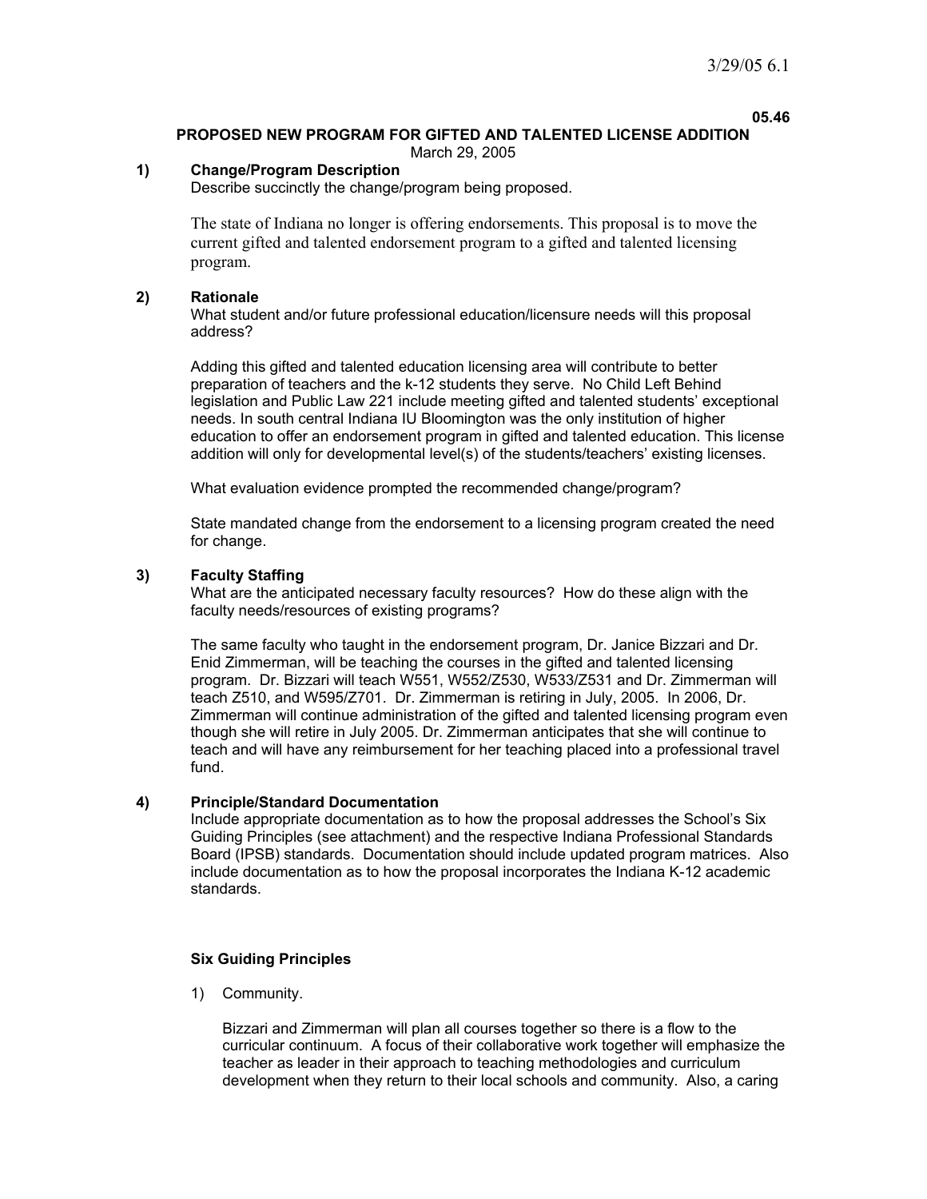3/29/05 6.1

**05.46**

## PROPOSED NEW PROGRAM FOR GIFTED AND TALENTED LICENSE ADDITION

March 29, 2005

### 1) Change/Program Description

Describe succinctly the change/program being proposed.

The state of Indiana no longer is offering endorsements. This proposal is to move the current gifted and talented endorsement program to a gifted and talented licensing program.

### 2) Rationale

What student and/or future professional education/licensure needs will this proposal address?

Adding this gifted and talented education licensing area will contribute to better preparation of teachers and the k-12 students they serve. No Child Left Behind legislation and Public Law 221 include meeting gifted and talented students' exceptional needs. In south central Indiana IU Bloomington was the only institution of higher education to offer an endorsement program in gifted and talented education. This license addition will only for developmental level(s) of the students/teachers' existing licenses.

What evaluation evidence prompted the recommended change/program?

State mandated change from the endorsement to a licensing program created the need for change.

### 3) Faculty Staffing

What are the anticipated necessary faculty resources? How do these align with the faculty needs/resources of existing programs?

The same faculty who taught in the endorsement program, Dr. Janice Bizzari and Dr. Enid Zimmerman, will be teaching the courses in the gifted and talented licensing program. Dr. Bizzari will teach W551, W552/Z530, W533/Z531 and Dr. Zimmerman will teach Z510, and W595/Z701. Dr. Zimmerman is retiring in July, 2005. In 2006, Dr. Zimmerman will continue administration of the gifted and talented licensing program even though she will retire in July 2005. Dr. Zimmerman anticipates that she will continue to teach and will have any reimbursement for her teaching placed into a professional travel fund.

### 4) Principle/Standard Documentation

Include appropriate documentation as to how the proposal addresses the School's Six Guiding Principles (see attachment) and the respective Indiana Professional Standards Board (IPSB) standards. Documentation should include updated program matrices. Also include documentation as to how the proposal incorporates the Indiana K-12 academic standards.

**Six Guiding Principles**

1) Community.

   Bizzari and Zimmerman will plan all courses together so there is a flow to the curricular continuum. A focus of their collaborative work together will emphasize the teacher as leader in their approach to teaching methodologies and curriculum development when they return to their local schools and community. Also, a caring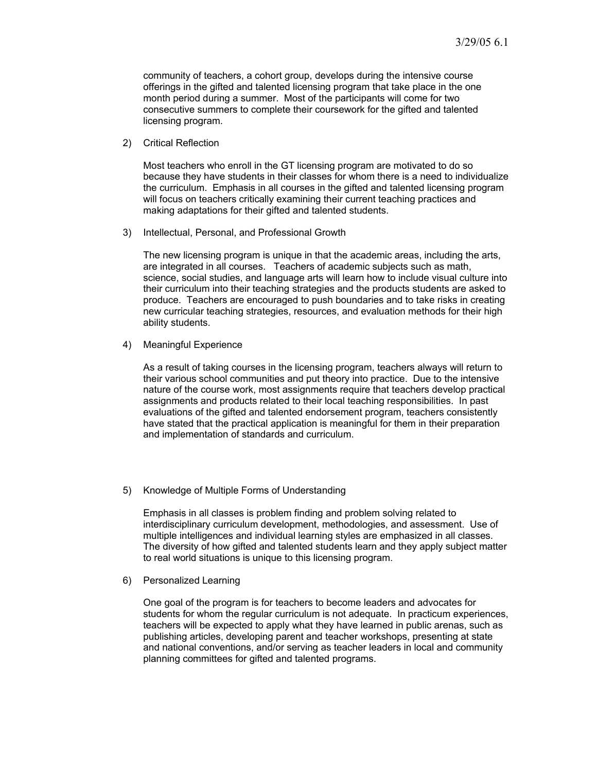community of teachers, a cohort group, develops during the intensive course offerings in the gifted and talented licensing program that take place in the one month period during a summer. Most of the participants will come for two consecutive summers to complete their coursework for the gifted and talented licensing program.

2) Critical Reflection

   Most teachers who enroll in the GT licensing program are motivated to do so because they have students in their classes for whom there is a need to individualize the curriculum. Emphasis in all courses in the gifted and talented licensing program will focus on teachers critically examining their current teaching practices and making adaptations for their gifted and talented students.

3) Intellectual, Personal, and Professional Growth

   The new licensing program is unique in that the academic areas, including the arts, are integrated in all courses. Teachers of academic subjects such as math, science, social studies, and language arts will learn how to include visual culture into their curriculum into their teaching strategies and the products students are asked to produce. Teachers are encouraged to push boundaries and to take risks in creating new curricular teaching strategies, resources, and evaluation methods for their high ability students.

4) Meaningful Experience

   As a result of taking courses in the licensing program, teachers always will return to their various school communities and put theory into practice. Due to the intensive nature of the course work, most assignments require that teachers develop practical assignments and products related to their local teaching responsibilities. In past evaluations of the gifted and talented endorsement program, teachers consistently have stated that the practical application is meaningful for them in their preparation and implementation of standards and curriculum.

5) Knowledge of Multiple Forms of Understanding

   Emphasis in all classes is problem finding and problem solving related to interdisciplinary curriculum development, methodologies, and assessment. Use of multiple intelligences and individual learning styles are emphasized in all classes. The diversity of how gifted and talented students learn and they apply subject matter to real world situations is unique to this licensing program.

6) Personalized Learning

   One goal of the program is for teachers to become leaders and advocates for students for whom the regular curriculum is not adequate. In practicum experiences, teachers will be expected to apply what they have learned in public arenas, such as publishing articles, developing parent and teacher workshops, presenting at state and national conventions, and/or serving as teacher leaders in local and community planning committees for gifted and talented programs.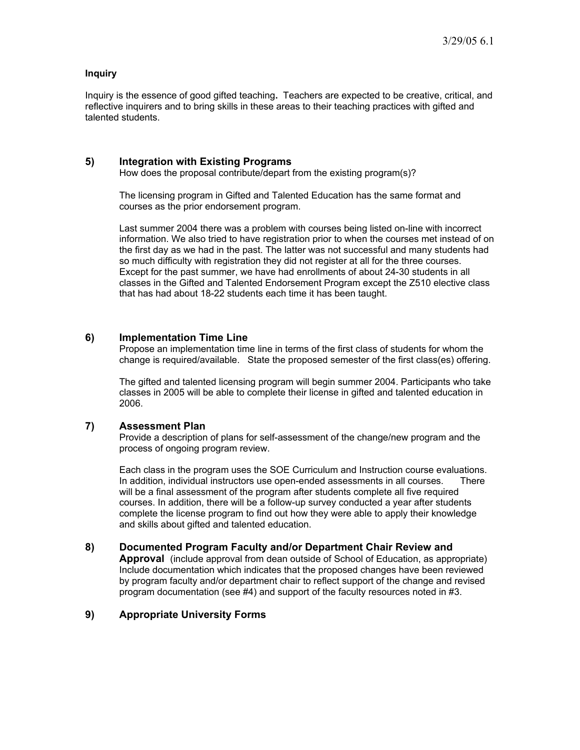**Inquiry**

Inquiry is the essence of good gifted teaching**.** Teachers are expected to be creative, critical, and reflective inquirers and to bring skills in these areas to their teaching practices with gifted and talented students.

## 5) Integration with Existing Programs

How does the proposal contribute/depart from the existing program(s)?

The licensing program in Gifted and Talented Education has the same format and courses as the prior endorsement program.

Last summer 2004 there was a problem with courses being listed on-line with incorrect information. We also tried to have registration prior to when the courses met instead of on the first day as we had in the past. The latter was not successful and many students had so much difficulty with registration they did not register at all for the three courses. Except for the past summer, we have had enrollments of about 24-30 students in all classes in the Gifted and Talented Endorsement Program except the Z510 elective class that has had about 18-22 students each time it has been taught.

## 6) Implementation Time Line

Propose an implementation time line in terms of the first class of students for whom the change is required/available. State the proposed semester of the first class(es) offering.

The gifted and talented licensing program will begin summer 2004. Participants who take classes in 2005 will be able to complete their license in gifted and talented education in 2006.

## 7) Assessment Plan

Provide a description of plans for self-assessment of the change/new program and the process of ongoing program review.

Each class in the program uses the SOE Curriculum and Instruction course evaluations. In addition, individual instructors use open-ended assessments in all courses. There will be a final assessment of the program after students complete all five required courses. In addition, there will be a follow-up survey conducted a year after students complete the license program to find out how they were able to apply their knowledge and skills about gifted and talented education.

## 8) Documented Program Faculty and/or Department Chair Review and Approval

(include approval from dean outside of School of Education, as appropriate) Include documentation which indicates that the proposed changes have been reviewed by program faculty and/or department chair to reflect support of the change and revised program documentation (see #4) and support of the faculty resources noted in #3.

## 9) Appropriate University Forms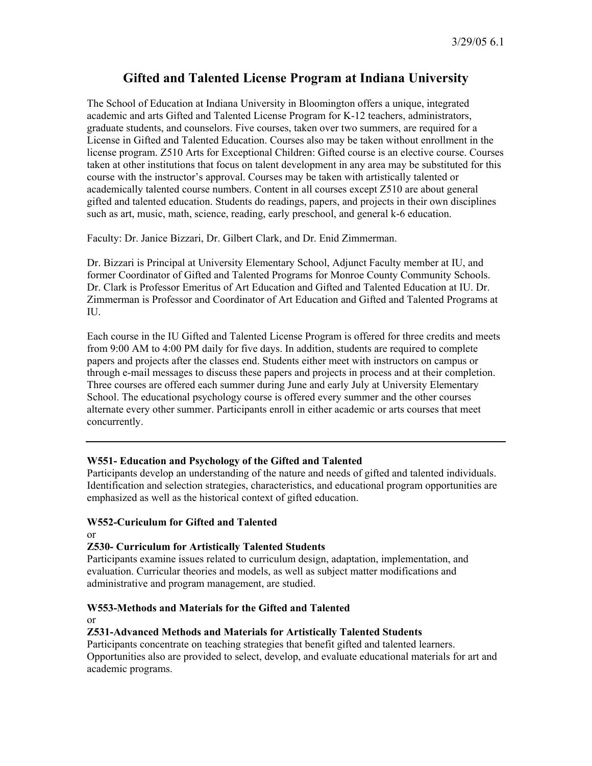3/29/05 6.1

# Gifted and Talented License Program at Indiana University

The School of Education at Indiana University in Bloomington offers a unique, integrated academic and arts Gifted and Talented License Program for K-12 teachers, administrators, graduate students, and counselors. Five courses, taken over two summers, are required for a License in Gifted and Talented Education. Courses also may be taken without enrollment in the license program. Z510 Arts for Exceptional Children: Gifted course is an elective course. Courses taken at other institutions that focus on talent development in any area may be substituted for this course with the instructor's approval. Courses may be taken with artistically talented or academically talented course numbers. Content in all courses except Z510 are about general gifted and talented education. Students do readings, papers, and projects in their own disciplines such as art, music, math, science, reading, early preschool, and general k-6 education.

Faculty: Dr. Janice Bizzari, Dr. Gilbert Clark, and Dr. Enid Zimmerman.

Dr. Bizzari is Principal at University Elementary School, Adjunct Faculty member at IU, and former Coordinator of Gifted and Talented Programs for Monroe County Community Schools. Dr. Clark is Professor Emeritus of Art Education and Gifted and Talented Education at IU. Dr. Zimmerman is Professor and Coordinator of Art Education and Gifted and Talented Programs at IU.

Each course in the IU Gifted and Talented License Program is offered for three credits and meets from 9:00 AM to 4:00 PM daily for five days. In addition, students are required to complete papers and projects after the classes end. Students either meet with instructors on campus or through e-mail messages to discuss these papers and projects in process and at their completion. Three courses are offered each summer during June and early July at University Elementary School. The educational psychology course is offered every summer and the other courses alternate every other summer. Participants enroll in either academic or arts courses that meet concurrently.

---

**W551- Education and Psychology of the Gifted and Talented**

Participants develop an understanding of the nature and needs of gifted and talented individuals. Identification and selection strategies, characteristics, and educational program opportunities are emphasized as well as the historical context of gifted education.

**W552-Curiculum for Gifted and Talented**

or

**Z530- Curriculum for Artistically Talented Students**

Participants examine issues related to curriculum design, adaptation, implementation, and evaluation. Curricular theories and models, as well as subject matter modifications and administrative and program management, are studied.

**W553-Methods and Materials for the Gifted and Talented**

or

**Z531-Advanced Methods and Materials for Artistically Talented Students**

Participants concentrate on teaching strategies that benefit gifted and talented learners. Opportunities also are provided to select, develop, and evaluate educational materials for art and academic programs.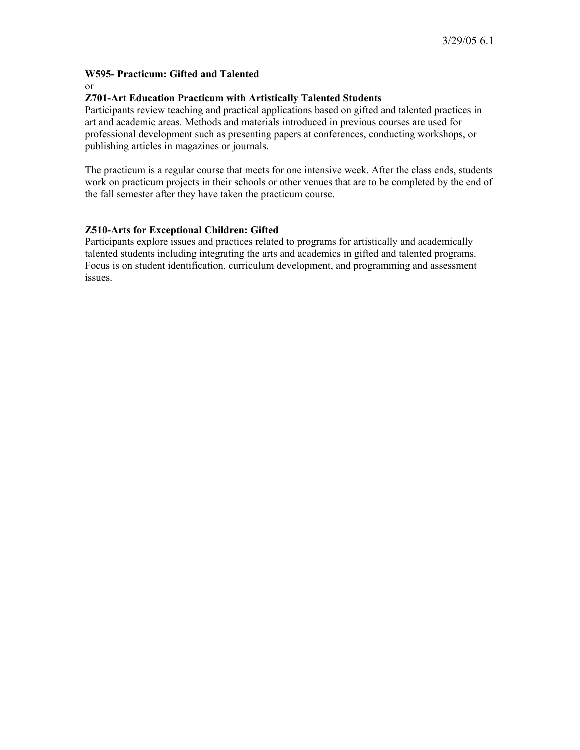**W595- Practicum: Gifted and Talented**

or

**Z701-Art Education Practicum with Artistically Talented Students**

Participants review teaching and practical applications based on gifted and talented practices in art and academic areas. Methods and materials introduced in previous courses are used for professional development such as presenting papers at conferences, conducting workshops, or publishing articles in magazines or journals.

The practicum is a regular course that meets for one intensive week. After the class ends, students work on practicum projects in their schools or other venues that are to be completed by the end of the fall semester after they have taken the practicum course.

**Z510-Arts for Exceptional Children: Gifted**

Participants explore issues and practices related to programs for artistically and academically talented students including integrating the arts and academics in gifted and talented programs. Focus is on student identification, curriculum development, and programming and assessment issues.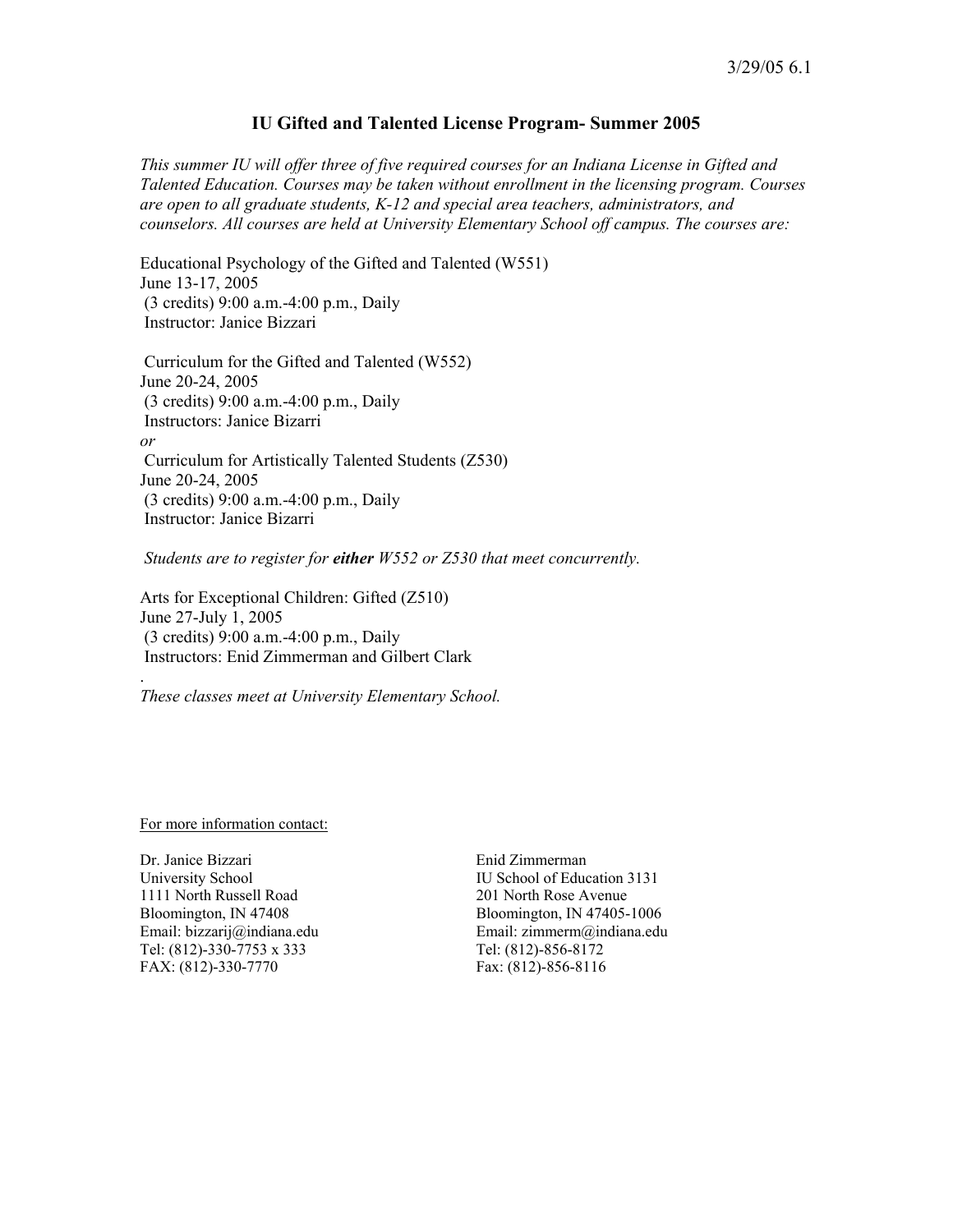## IU Gifted and Talented License Program- Summer 2005

*This summer IU will offer three of five required courses for an Indiana License in Gifted and Talented Education. Courses may be taken without enrollment in the licensing program. Courses are open to all graduate students, K-12 and special area teachers, administrators, and counselors. All courses are held at University Elementary School off campus. The courses are:*

Educational Psychology of the Gifted and Talented (W551)
June 13-17, 2005
(3 credits) 9:00 a.m.-4:00 p.m., Daily
Instructor: Janice Bizzari

Curriculum for the Gifted and Talented (W552)
June 20-24, 2005
(3 credits) 9:00 a.m.-4:00 p.m., Daily
Instructors: Janice Bizarri
*or*
Curriculum for Artistically Talented Students (Z530)
June 20-24, 2005
(3 credits) 9:00 a.m.-4:00 p.m., Daily
Instructor: Janice Bizarri

*Students are to register for **either** W552 or Z530 that meet concurrently.*

Arts for Exceptional Children: Gifted (Z510)
June 27-July 1, 2005
(3 credits) 9:00 a.m.-4:00 p.m., Daily
Instructors: Enid Zimmerman and Gilbert Clark

.
*These classes meet at University Elementary School.*

For more information contact:

Dr. Janice Bizzari
University School
1111 North Russell Road
Bloomington, IN 47408
Email: bizzarij@indiana.edu
Tel: (812)-330-7753 x 333
FAX: (812)-330-7770

Enid Zimmerman
IU School of Education 3131
201 North Rose Avenue
Bloomington, IN 47405-1006
Email: zimmerm@indiana.edu
Tel: (812)-856-8172
Fax: (812)-856-8116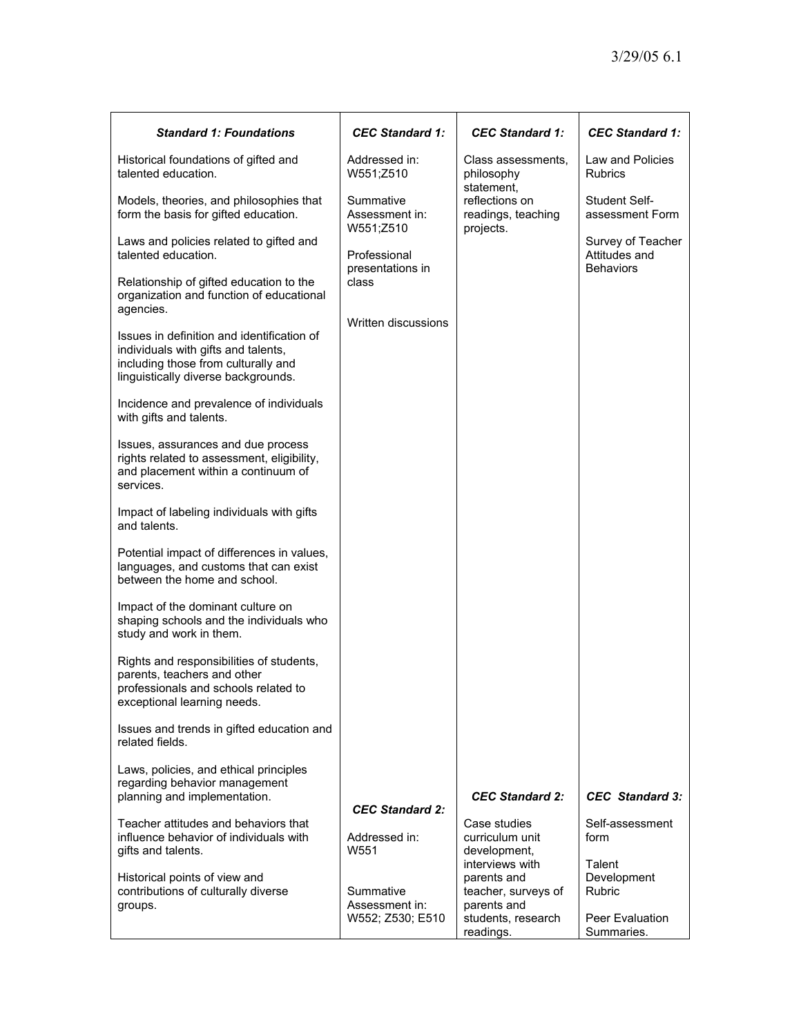| *Standard 1: Foundations* | *CEC Standard 1:* | *CEC Standard 1:* | *CEC Standard 1:* |
|---|---|---|---|
| Historical foundations of gifted and talented education.<br><br>Models, theories, and philosophies that form the basis for gifted education.<br><br>Laws and policies related to gifted and talented education.<br><br>Relationship of gifted education to the organization and function of educational agencies.<br><br>Issues in definition and identification of individuals with gifts and talents, including those from culturally and linguistically diverse backgrounds.<br><br>Incidence and prevalence of individuals with gifts and talents.<br><br>Issues, assurances and due process rights related to assessment, eligibility, and placement within a continuum of services.<br><br>Impact of labeling individuals with gifts and talents.<br><br>Potential impact of differences in values, languages, and customs that can exist between the home and school.<br><br>Impact of the dominant culture on shaping schools and the individuals who study and work in them.<br><br>Rights and responsibilities of students, parents, teachers and other professionals and schools related to exceptional learning needs.<br><br>Issues and trends in gifted education and related fields.<br><br>Laws, policies, and ethical principles regarding behavior management planning and implementation. | Addressed in: W551;Z510<br><br>Summative Assessment in: W551;Z510<br><br>Professional presentations in class<br><br>Written discussions | Class assessments, philosophy statement, reflections on readings, teaching projects. | Law and Policies Rubrics<br><br>Student Self-assessment Form<br><br>Survey of Teacher Attitudes and Behaviors |
| | *CEC Standard 2:* | *CEC Standard 2:* | *CEC Standard 3:* |
| Teacher attitudes and behaviors that influence behavior of individuals with gifts and talents.<br><br>Historical points of view and contributions of culturally diverse groups. | Addressed in: W551<br><br>Summative Assessment in: W552; Z530; E510 | Case studies curriculum unit development, interviews with parents and teacher, surveys of parents and students, research readings. | Self-assessment form<br><br>Talent Development Rubric<br><br>Peer Evaluation Summaries. |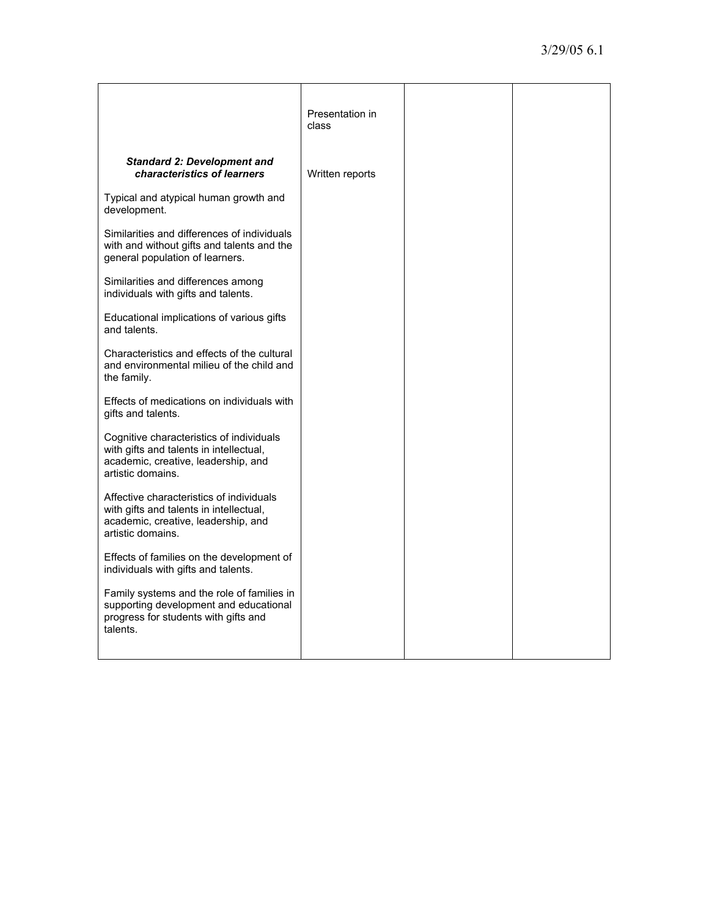| | | | |
|---|---|---|---|
| | Presentation in class | | |
| ***Standard 2: Development and characteristics of learners*** | Written reports | | |
| Typical and atypical human growth and development. | | | |
| Similarities and differences of individuals with and without gifts and talents and the general population of learners. | | | |
| Similarities and differences among individuals with gifts and talents. | | | |
| Educational implications of various gifts and talents. | | | |
| Characteristics and effects of the cultural and environmental milieu of the child and the family. | | | |
| Effects of medications on individuals with gifts and talents. | | | |
| Cognitive characteristics of individuals with gifts and talents in intellectual, academic, creative, leadership, and artistic domains. | | | |
| Affective characteristics of individuals with gifts and talents in intellectual, academic, creative, leadership, and artistic domains. | | | |
| Effects of families on the development of individuals with gifts and talents. | | | |
| Family systems and the role of families in supporting development and educational progress for students with gifts and talents. | | | |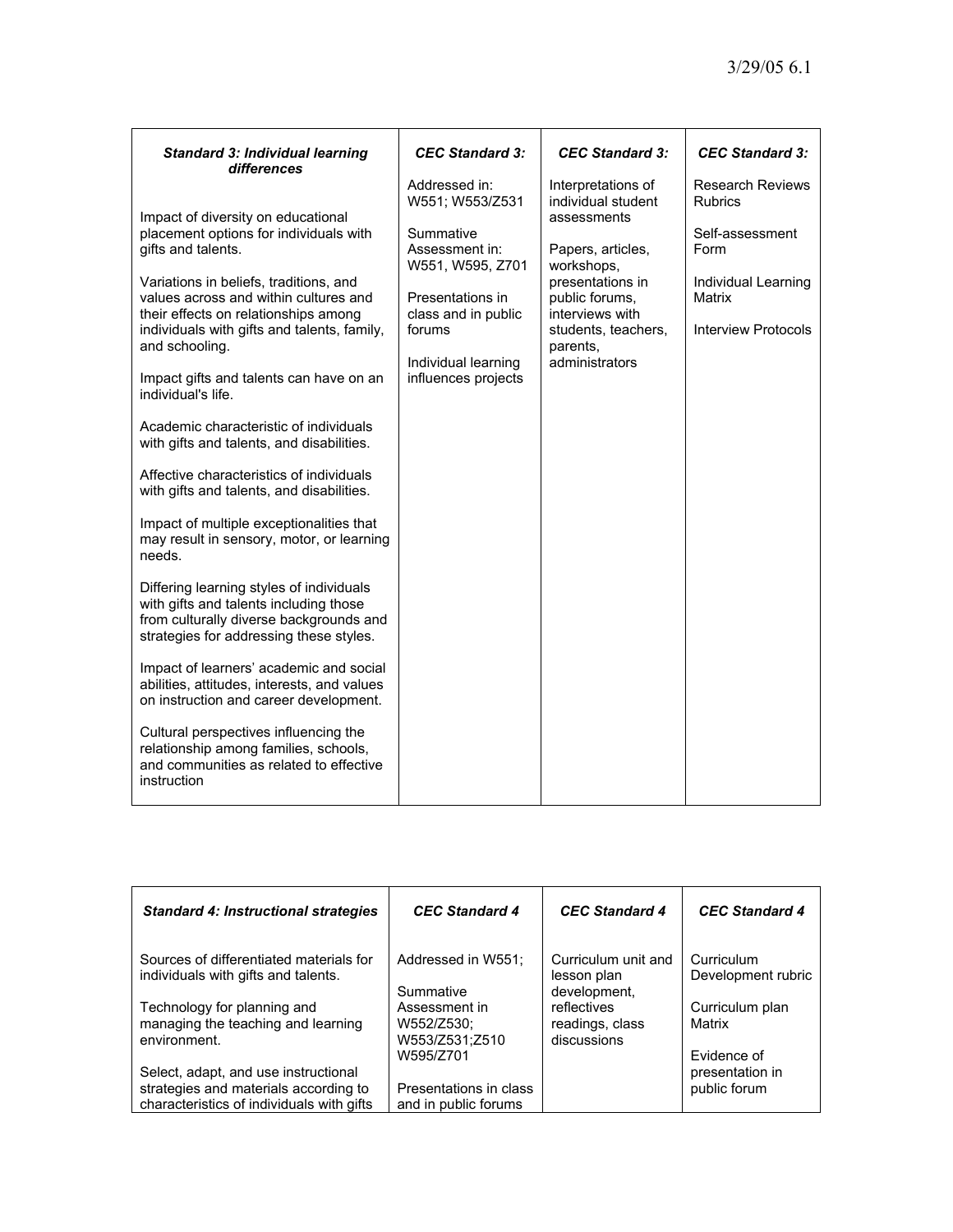| *Standard 3: Individual learning differences* | *CEC Standard 3:* | *CEC Standard 3:* | *CEC Standard 3:* |
|---|---|---|---|
| Impact of diversity on educational placement options for individuals with gifts and talents.<br><br>Variations in beliefs, traditions, and values across and within cultures and their effects on relationships among individuals with gifts and talents, family, and schooling.<br><br>Impact gifts and talents can have on an individual's life.<br><br>Academic characteristic of individuals with gifts and talents, and disabilities.<br><br>Affective characteristics of individuals with gifts and talents, and disabilities.<br><br>Impact of multiple exceptionalities that may result in sensory, motor, or learning needs.<br><br>Differing learning styles of individuals with gifts and talents including those from culturally diverse backgrounds and strategies for addressing these styles.<br><br>Impact of learners' academic and social abilities, attitudes, interests, and values on instruction and career development.<br><br>Cultural perspectives influencing the relationship among families, schools, and communities as related to effective instruction | Addressed in: W551; W553/Z531<br><br>Summative Assessment in: W551, W595, Z701<br><br>Presentations in class and in public forums<br><br>Individual learning influences projects | Interpretations of individual student assessments<br><br>Papers, articles, workshops, presentations in public forums, interviews with students, teachers, parents, administrators | Research Reviews Rubrics<br><br>Self-assessment Form<br><br>Individual Learning Matrix<br><br>Interview Protocols |

| *Standard 4: Instructional strategies* | *CEC Standard 4* | *CEC Standard 4* | *CEC Standard 4* |
|---|---|---|---|
| Sources of differentiated materials for individuals with gifts and talents.<br><br>Technology for planning and managing the teaching and learning environment.<br><br>Select, adapt, and use instructional strategies and materials according to characteristics of individuals with gifts | Addressed in W551;<br><br>Summative Assessment in W552/Z530; W553/Z531;Z510 W595/Z701<br><br>Presentations in class and in public forums | Curriculum unit and lesson plan development, reflectives readings, class discussions | Curriculum Development rubric<br><br>Curriculum plan Matrix<br><br>Evidence of presentation in public forum |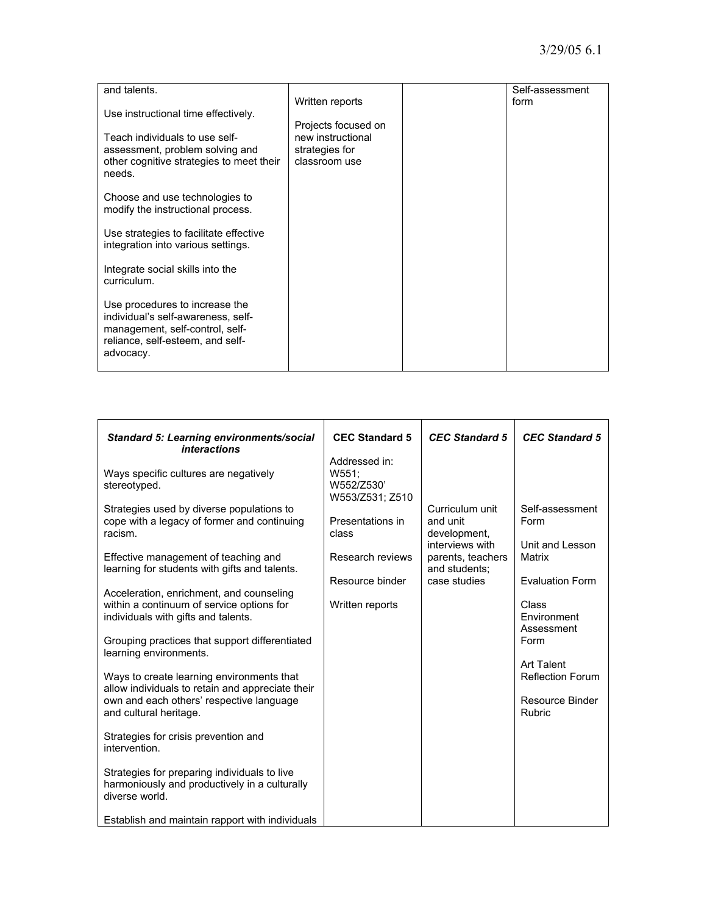| and talents.<br><br>Use instructional time effectively.<br><br>Teach individuals to use self-assessment, problem solving and other cognitive strategies to meet their needs.<br><br>Choose and use technologies to modify the instructional process.<br><br>Use strategies to facilitate effective integration into various settings.<br><br>Integrate social skills into the curriculum.<br><br>Use procedures to increase the individual's self-awareness, self-management, self-control, self-reliance, self-esteem, and self-advocacy. | Written reports<br><br>Projects focused on new instructional strategies for classroom use | | Self-assessment form |
|---|---|---|---|

| ***Standard 5: Learning environments/social interactions*** | **CEC Standard 5** | ***CEC Standard 5*** | ***CEC Standard 5*** |
|---|---|---|---|
| Ways specific cultures are negatively stereotyped.<br><br>Strategies used by diverse populations to cope with a legacy of former and continuing racism.<br><br>Effective management of teaching and learning for students with gifts and talents.<br><br>Acceleration, enrichment, and counseling within a continuum of service options for individuals with gifts and talents.<br><br>Grouping practices that support differentiated learning environments.<br><br>Ways to create learning environments that allow individuals to retain and appreciate their own and each others' respective language and cultural heritage.<br><br>Strategies for crisis prevention and intervention.<br><br>Strategies for preparing individuals to live harmoniously and productively in a culturally diverse world.<br><br>Establish and maintain rapport with individuals | Addressed in: W551; W552/Z530' W553/Z531; Z510<br><br>Presentations in class<br><br>Research reviews<br><br>Resource binder<br><br>Written reports | Curriculum unit and unit development, interviews with parents, teachers and students; case studies | Self-assessment Form<br><br>Unit and Lesson Matrix<br><br>Evaluation Form<br><br>Class Environment Assessment Form<br><br>Art Talent Reflection Forum<br><br>Resource Binder Rubric |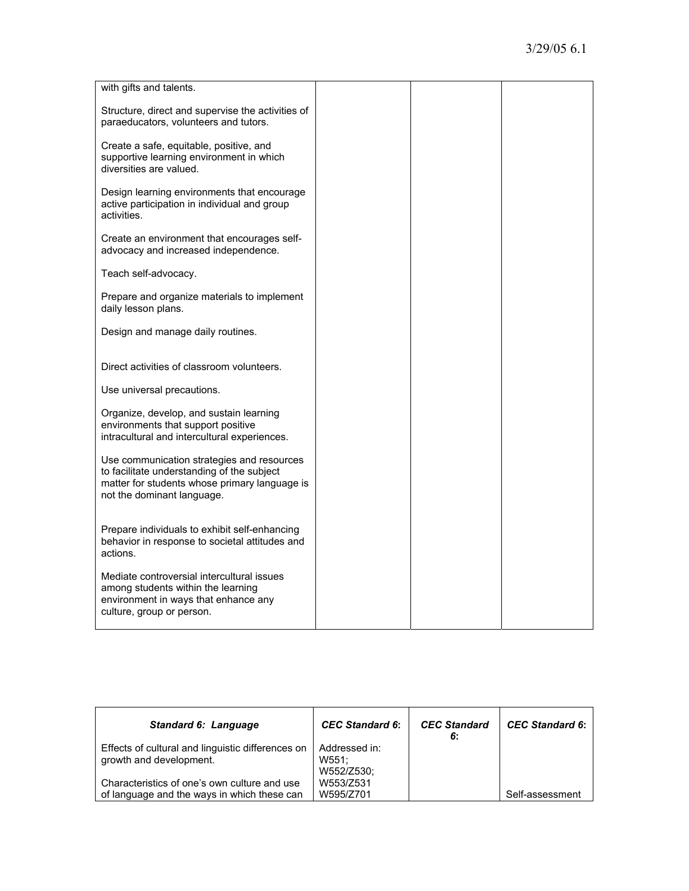| | | | |
|---|---|---|---|
| with gifts and talents.<br><br>Structure, direct and supervise the activities of paraeducators, volunteers and tutors.<br><br>Create a safe, equitable, positive, and supportive learning environment in which diversities are valued.<br><br>Design learning environments that encourage active participation in individual and group activities.<br><br>Create an environment that encourages self-advocacy and increased independence.<br><br>Teach self-advocacy.<br><br>Prepare and organize materials to implement daily lesson plans.<br><br>Design and manage daily routines.<br><br>Direct activities of classroom volunteers.<br><br>Use universal precautions.<br><br>Organize, develop, and sustain learning environments that support positive intracultural and intercultural experiences.<br><br>Use communication strategies and resources to facilitate understanding of the subject matter for students whose primary language is not the dominant language.<br><br>Prepare individuals to exhibit self-enhancing behavior in response to societal attitudes and actions.<br><br>Mediate controversial intercultural issues among students within the learning environment in ways that enhance any culture, group or person. | | | |

| ***Standard 6: Language*** | ***CEC Standard 6*:** | ***CEC Standard 6*:** | ***CEC Standard 6*:** |
|---|---|---|---|
| Effects of cultural and linguistic differences on growth and development.<br><br>Characteristics of one's own culture and use of language and the ways in which these can | Addressed in:<br>W551;<br>W552/Z530;<br>W553/Z531<br>W595/Z701 | | Self-assessment |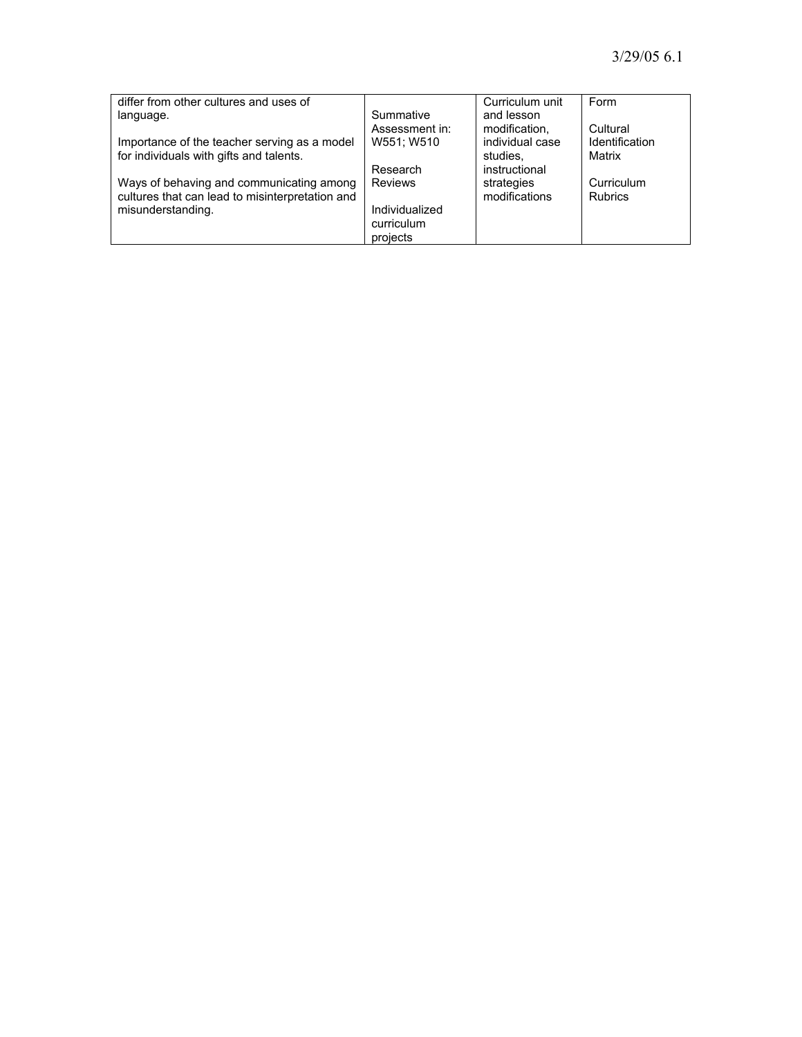| | | | |
|---|---|---|---|
| differ from other cultures and uses of language.<br><br>Importance of the teacher serving as a model for individuals with gifts and talents.<br><br>Ways of behaving and communicating among cultures that can lead to misinterpretation and misunderstanding. | Summative Assessment in: W551; W510<br><br>Research Reviews<br><br>Individualized curriculum projects | Curriculum unit and lesson modification, individual case studies, instructional strategies modifications | Form<br><br>Cultural Identification Matrix<br><br>Curriculum Rubrics |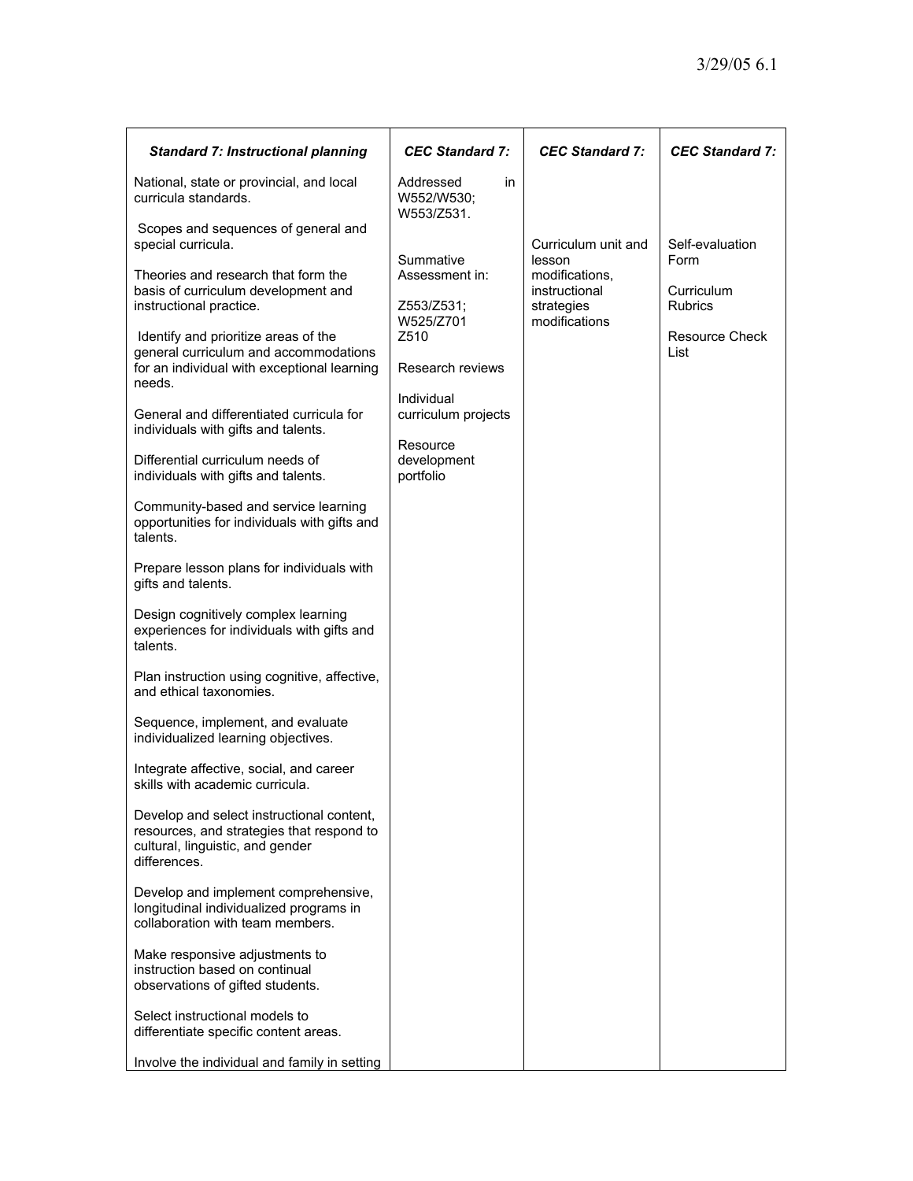| *Standard 7: Instructional planning* | *CEC Standard 7:* | *CEC Standard 7:* | *CEC Standard 7:* |
|---|---|---|---|
| National, state or provincial, and local curricula standards.<br><br>Scopes and sequences of general and special curricula.<br><br>Theories and research that form the basis of curriculum development and instructional practice.<br><br>Identify and prioritize areas of the general curriculum and accommodations for an individual with exceptional learning needs.<br><br>General and differentiated curricula for individuals with gifts and talents.<br><br>Differential curriculum needs of individuals with gifts and talents.<br><br>Community-based and service learning opportunities for individuals with gifts and talents.<br><br>Prepare lesson plans for individuals with gifts and talents.<br><br>Design cognitively complex learning experiences for individuals with gifts and talents.<br><br>Plan instruction using cognitive, affective, and ethical taxonomies.<br><br>Sequence, implement, and evaluate individualized learning objectives.<br><br>Integrate affective, social, and career skills with academic curricula.<br><br>Develop and select instructional content, resources, and strategies that respond to cultural, linguistic, and gender differences.<br><br>Develop and implement comprehensive, longitudinal individualized programs in collaboration with team members.<br><br>Make responsive adjustments to instruction based on continual observations of gifted students.<br><br>Select instructional models to differentiate specific content areas.<br><br>Involve the individual and family in setting | Addressed in W552/W530; W553/Z531.<br><br>Summative Assessment in:<br><br>Z553/Z531; W525/Z701 Z510<br><br>Research reviews<br><br>Individual curriculum projects<br><br>Resource development portfolio | Curriculum unit and lesson modifications, instructional strategies modifications | Self-evaluation Form<br><br>Curriculum Rubrics<br><br>Resource Check List |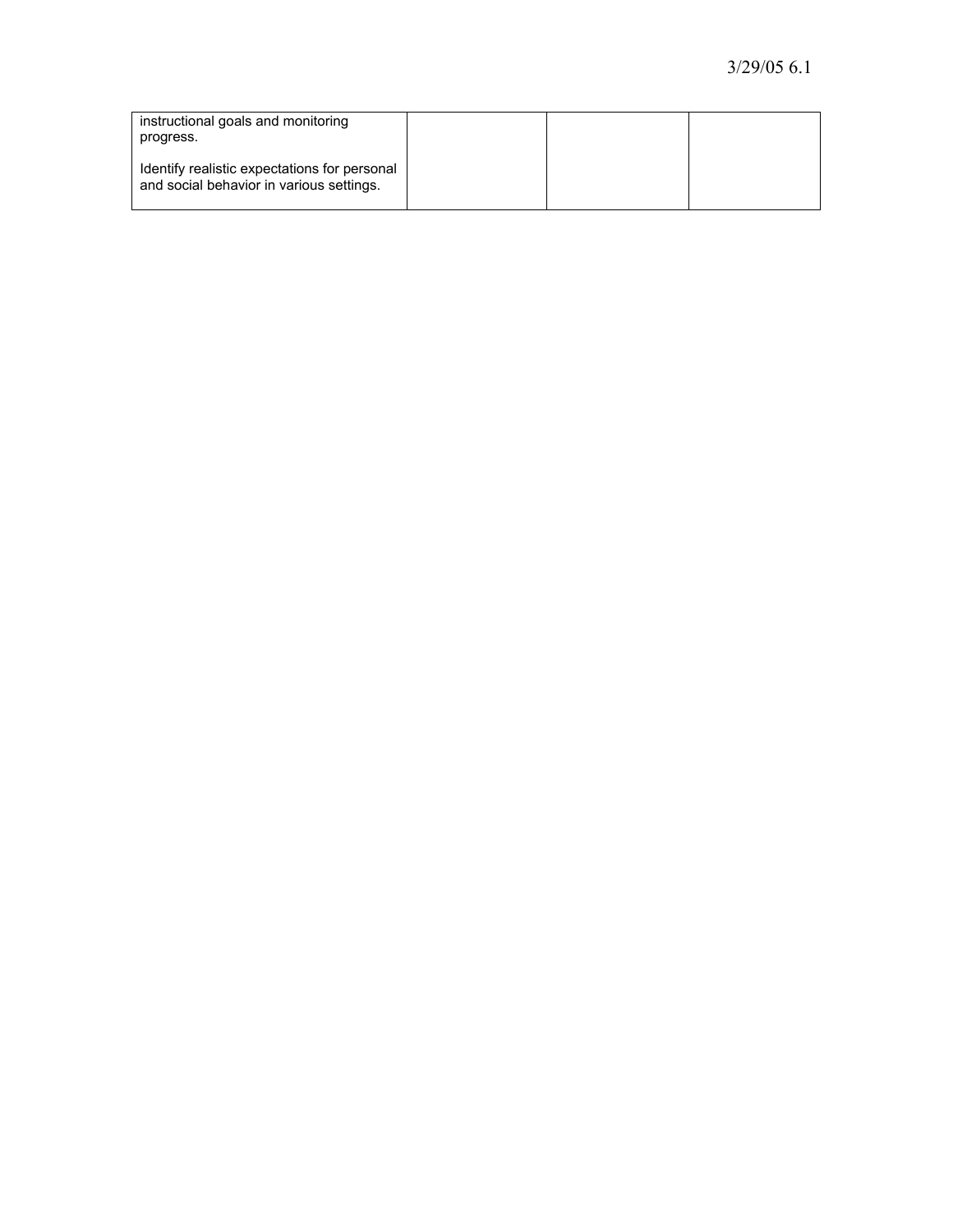| | | | |
|---|---|---|---|
| instructional goals and monitoring progress.<br><br>Identify realistic expectations for personal and social behavior in various settings. | | | |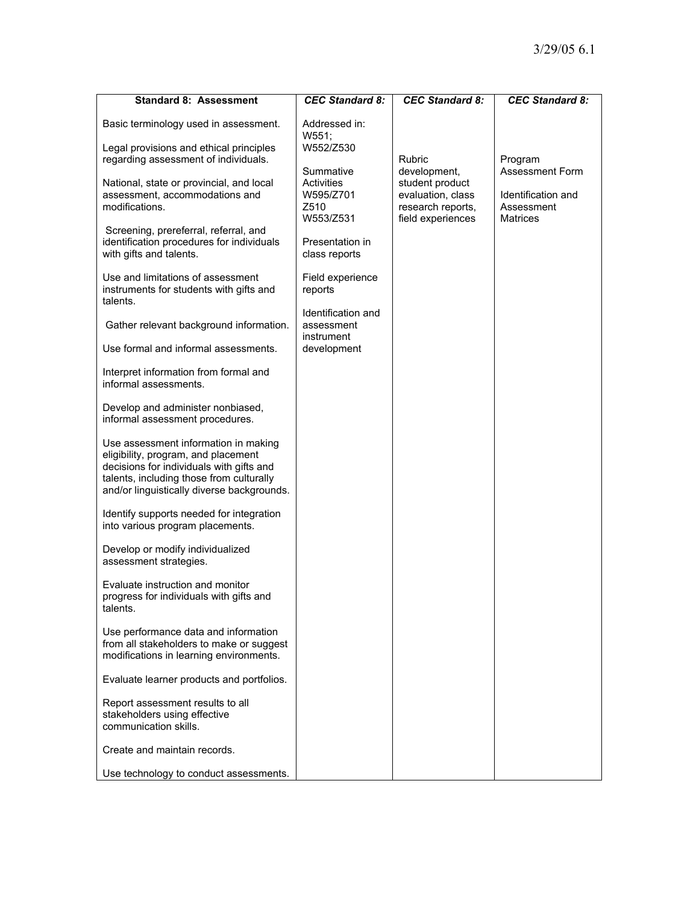| Standard 8: Assessment | *CEC Standard 8:* | *CEC Standard 8:* | *CEC Standard 8:* |
|---|---|---|---|
| Basic terminology used in assessment.<br><br>Legal provisions and ethical principles regarding assessment of individuals.<br><br>National, state or provincial, and local assessment, accommodations and modifications.<br><br>Screening, prereferral, referral, and identification procedures for individuals with gifts and talents.<br><br>Use and limitations of assessment instruments for students with gifts and talents.<br><br>Gather relevant background information.<br><br>Use formal and informal assessments.<br><br>Interpret information from formal and informal assessments.<br><br>Develop and administer nonbiased, informal assessment procedures.<br><br>Use assessment information in making eligibility, program, and placement decisions for individuals with gifts and talents, including those from culturally and/or linguistically diverse backgrounds.<br><br>Identify supports needed for integration into various program placements.<br><br>Develop or modify individualized assessment strategies.<br><br>Evaluate instruction and monitor progress for individuals with gifts and talents.<br><br>Use performance data and information from all stakeholders to make or suggest modifications in learning environments.<br><br>Evaluate learner products and portfolios.<br><br>Report assessment results to all stakeholders using effective communication skills.<br><br>Create and maintain records.<br><br>Use technology to conduct assessments. | Addressed in: W551; W552/Z530<br><br>Summative Activities W595/Z701 Z510 W553/Z531<br><br>Presentation in class reports<br><br>Field experience reports<br><br>Identification and assessment instrument development | Rubric development, student product evaluation, class research reports, field experiences | Program Assessment Form<br><br>Identification and Assessment Matrices |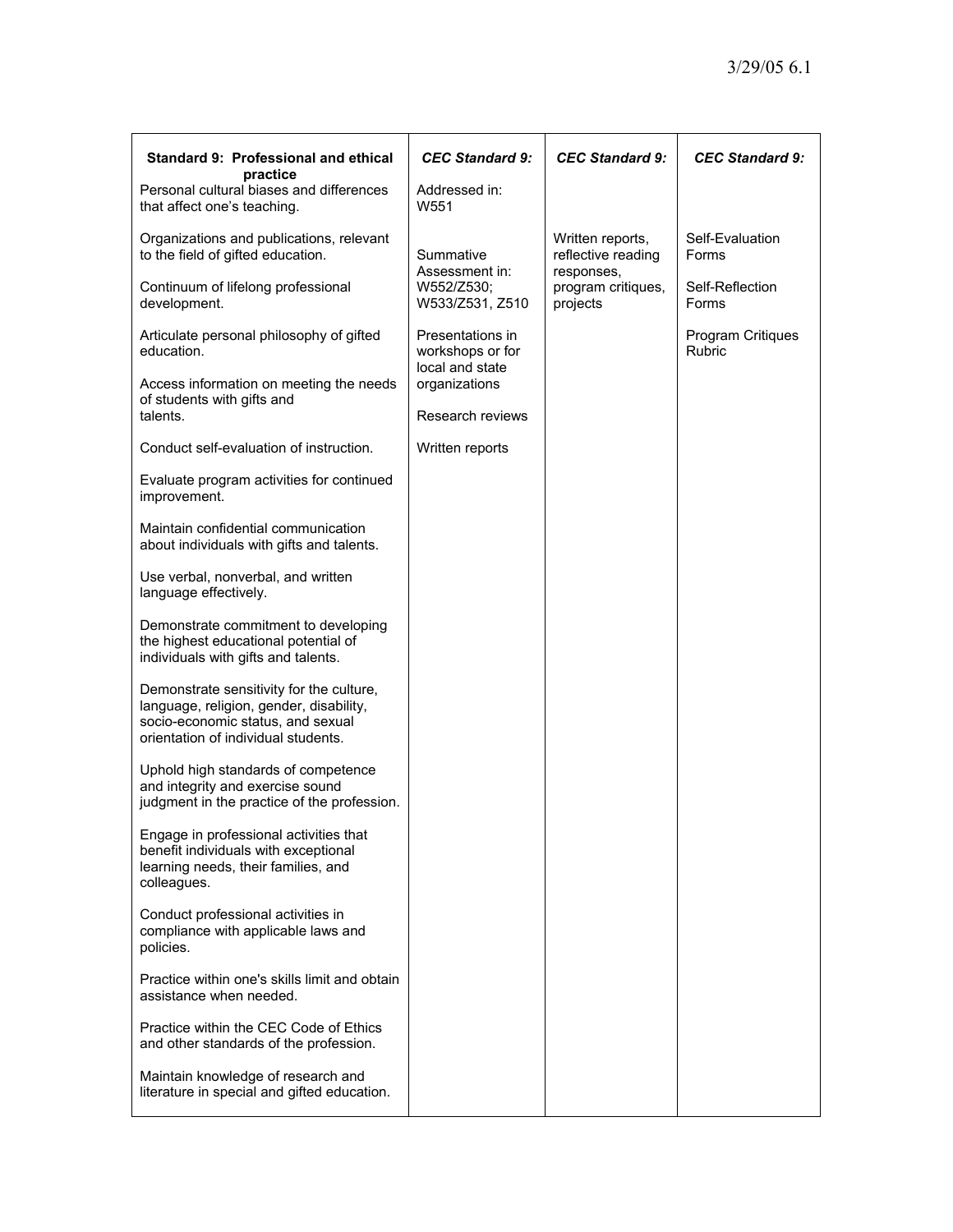| Standard 9: Professional and ethical practice | *CEC Standard 9:* | *CEC Standard 9:* | *CEC Standard 9:* |
|---|---|---|---|
| Personal cultural biases and differences that affect one's teaching. | Addressed in: W551 | | |
| Organizations and publications, relevant to the field of gifted education. | | Written reports, reflective reading responses, program critiques, projects | Self-Evaluation Forms |
| Continuum of lifelong professional development. | Summative Assessment in: W552/Z530; W533/Z531, Z510 | | Self-Reflection Forms |
| Articulate personal philosophy of gifted education. | Presentations in workshops or for local and state organizations | | Program Critiques Rubric |
| Access information on meeting the needs of students with gifts and talents. | Research reviews | | |
| Conduct self-evaluation of instruction. | Written reports | | |
| Evaluate program activities for continued improvement. | | | |
| Maintain confidential communication about individuals with gifts and talents. | | | |
| Use verbal, nonverbal, and written language effectively. | | | |
| Demonstrate commitment to developing the highest educational potential of individuals with gifts and talents. | | | |
| Demonstrate sensitivity for the culture, language, religion, gender, disability, socio-economic status, and sexual orientation of individual students. | | | |
| Uphold high standards of competence and integrity and exercise sound judgment in the practice of the profession. | | | |
| Engage in professional activities that benefit individuals with exceptional learning needs, their families, and colleagues. | | | |
| Conduct professional activities in compliance with applicable laws and policies. | | | |
| Practice within one's skills limit and obtain assistance when needed. | | | |
| Practice within the CEC Code of Ethics and other standards of the profession. | | | |
| Maintain knowledge of research and literature in special and gifted education. | | | |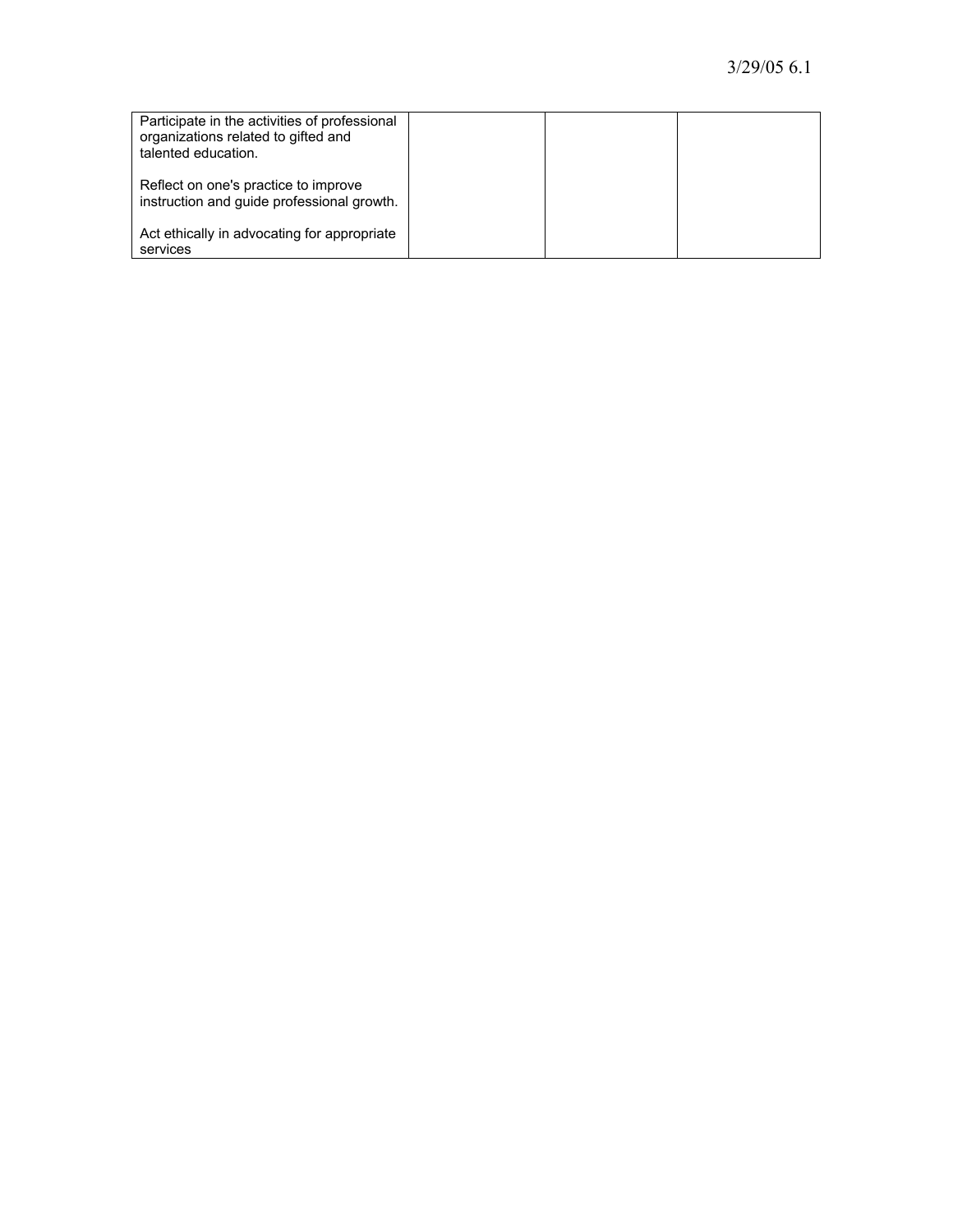| Participate in the activities of professional organizations related to gifted and talented education.<br><br>Reflect on one's practice to improve instruction and guide professional growth.<br><br>Act ethically in advocating for appropriate services | | | |
|---|---|---|---|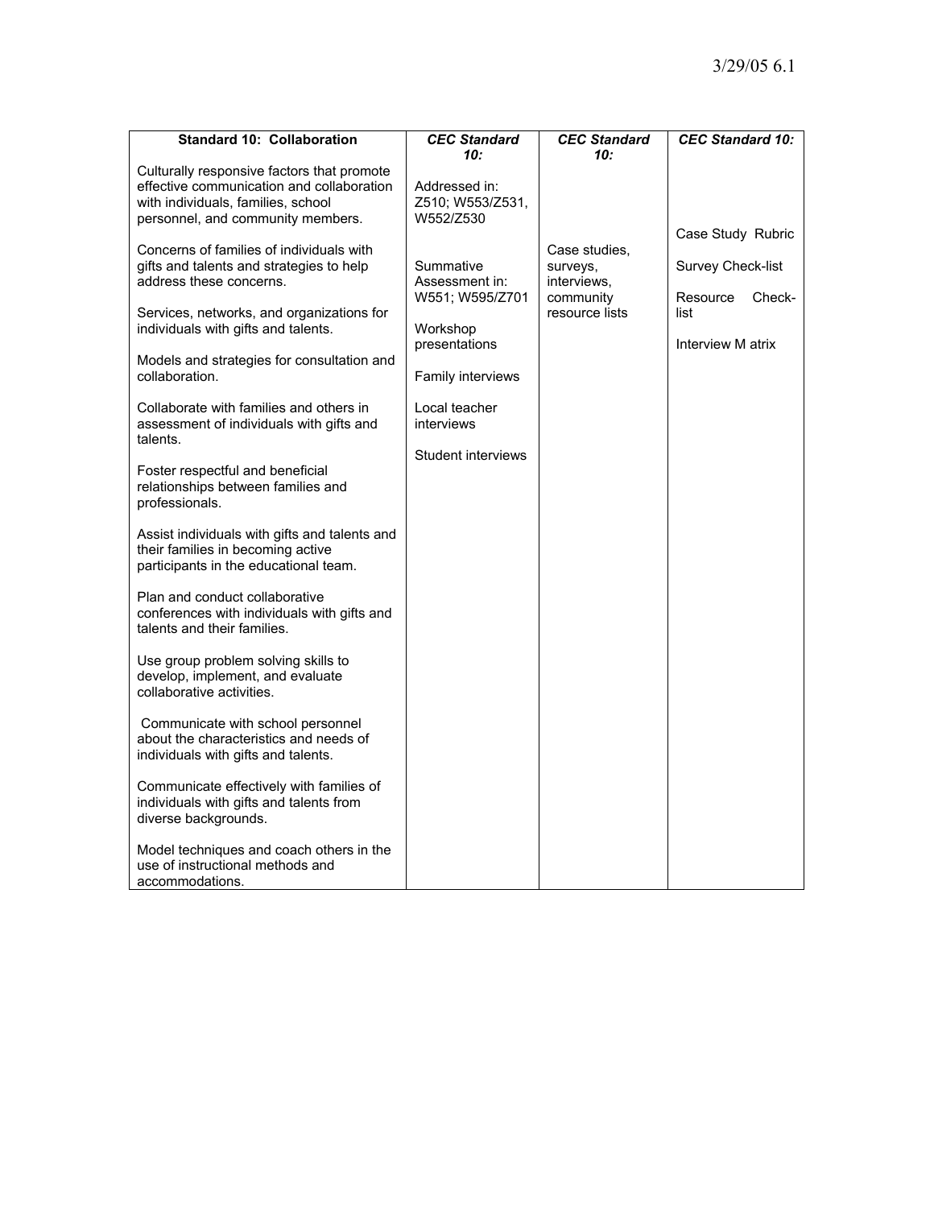| **Standard 10: Collaboration** | ***CEC Standard 10:*** | ***CEC Standard 10:*** | ***CEC Standard 10:*** |
|---|---|---|---|
| Culturally responsive factors that promote effective communication and collaboration with individuals, families, school personnel, and community members.<br><br>Concerns of families of individuals with gifts and talents and strategies to help address these concerns.<br><br>Services, networks, and organizations for individuals with gifts and talents.<br><br>Models and strategies for consultation and collaboration.<br><br>Collaborate with families and others in assessment of individuals with gifts and talents.<br><br>Foster respectful and beneficial relationships between families and professionals.<br><br>Assist individuals with gifts and talents and their families in becoming active participants in the educational team.<br><br>Plan and conduct collaborative conferences with individuals with gifts and talents and their families.<br><br>Use group problem solving skills to develop, implement, and evaluate collaborative activities.<br><br>Communicate with school personnel about the characteristics and needs of individuals with gifts and talents.<br><br>Communicate effectively with families of individuals with gifts and talents from diverse backgrounds.<br><br>Model techniques and coach others in the use of instructional methods and accommodations. | Addressed in: Z510; W553/Z531, W552/Z530<br><br>Summative Assessment in: W551; W595/Z701<br><br>Workshop presentations<br><br>Family interviews<br><br>Local teacher interviews<br><br>Student interviews | Case studies, surveys, interviews, community resource lists | Case Study Rubric<br><br>Survey Check-list<br><br>Resource Check-list<br><br>Interview M atrix |